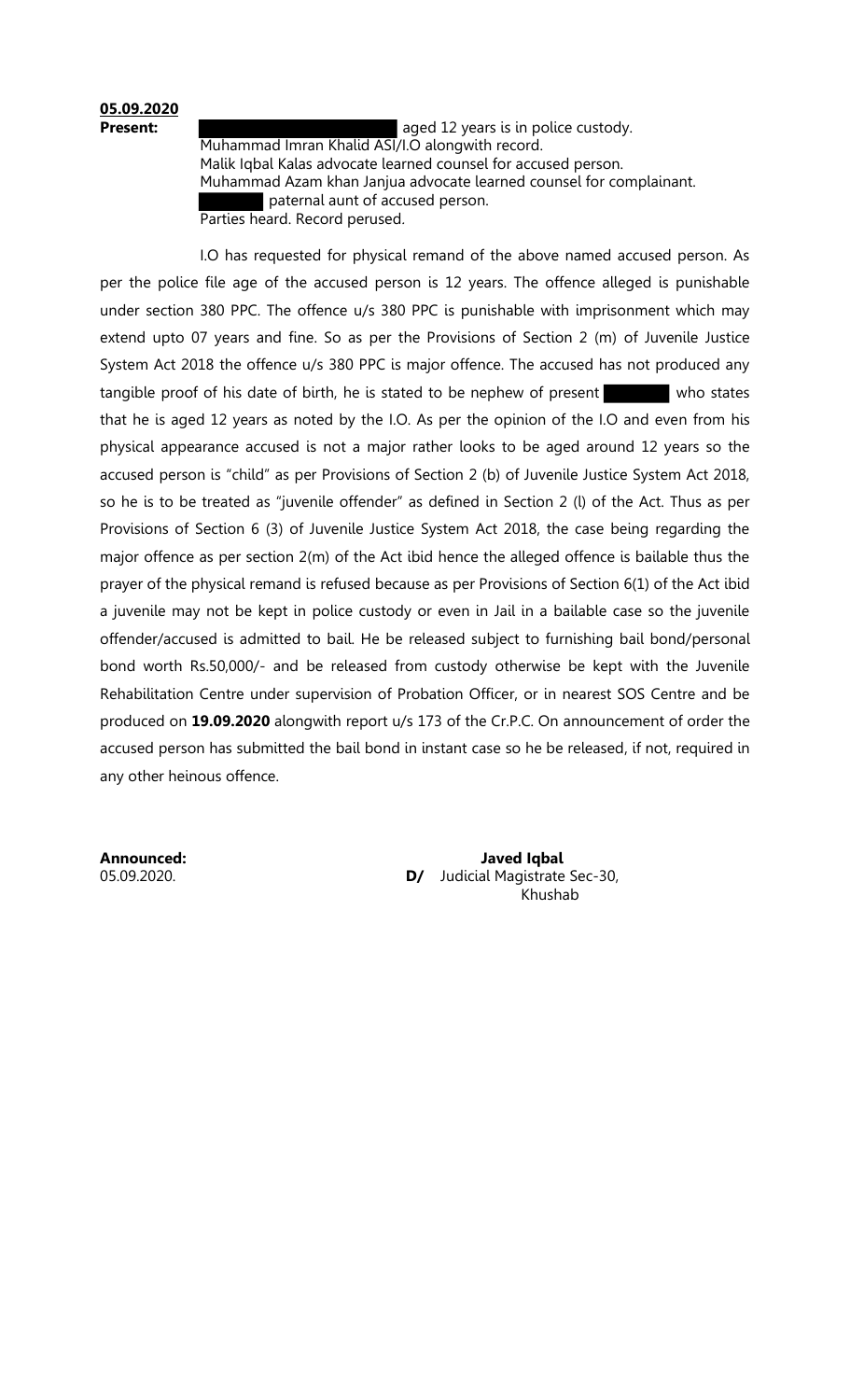**05.09.2020**

**Present:** aged 12 years is in police custody.
Muhammad Imran Khalid ASI/I.O alongwith record.
Malik Iqbal Kalas advocate learned counsel for accused person.
Muhammad Azam khan Janjua advocate learned counsel for complainant.
paternal aunt of accused person.
Parties heard. Record perused.

I.O has requested for physical remand of the above named accused person. As per the police file age of the accused person is 12 years. The offence alleged is punishable under section 380 PPC. The offence u/s 380 PPC is punishable with imprisonment which may extend upto 07 years and fine. So as per the Provisions of Section 2 (m) of Juvenile Justice System Act 2018 the offence u/s 380 PPC is major offence. The accused has not produced any tangible proof of his date of birth, he is stated to be nephew of present who states that he is aged 12 years as noted by the I.O. As per the opinion of the I.O and even from his physical appearance accused is not a major rather looks to be aged around 12 years so the accused person is "child" as per Provisions of Section 2 (b) of Juvenile Justice System Act 2018, so he is to be treated as "juvenile offender" as defined in Section 2 (l) of the Act. Thus as per Provisions of Section 6 (3) of Juvenile Justice System Act 2018, the case being regarding the major offence as per section 2(m) of the Act ibid hence the alleged offence is bailable thus the prayer of the physical remand is refused because as per Provisions of Section 6(1) of the Act ibid a juvenile may not be kept in police custody or even in Jail in a bailable case so the juvenile offender/accused is admitted to bail. He be released subject to furnishing bail bond/personal bond worth Rs.50,000/- and be released from custody otherwise be kept with the Juvenile Rehabilitation Centre under supervision of Probation Officer, or in nearest SOS Centre and be produced on **19.09.2020** alongwith report u/s 173 of the Cr.P.C. On announcement of order the accused person has submitted the bail bond in instant case so he be released, if not, required in any other heinous offence.

**Announced:**
05.09.2020.

**D/** **Javed Iqbal**
Judicial Magistrate Sec-30,
Khushab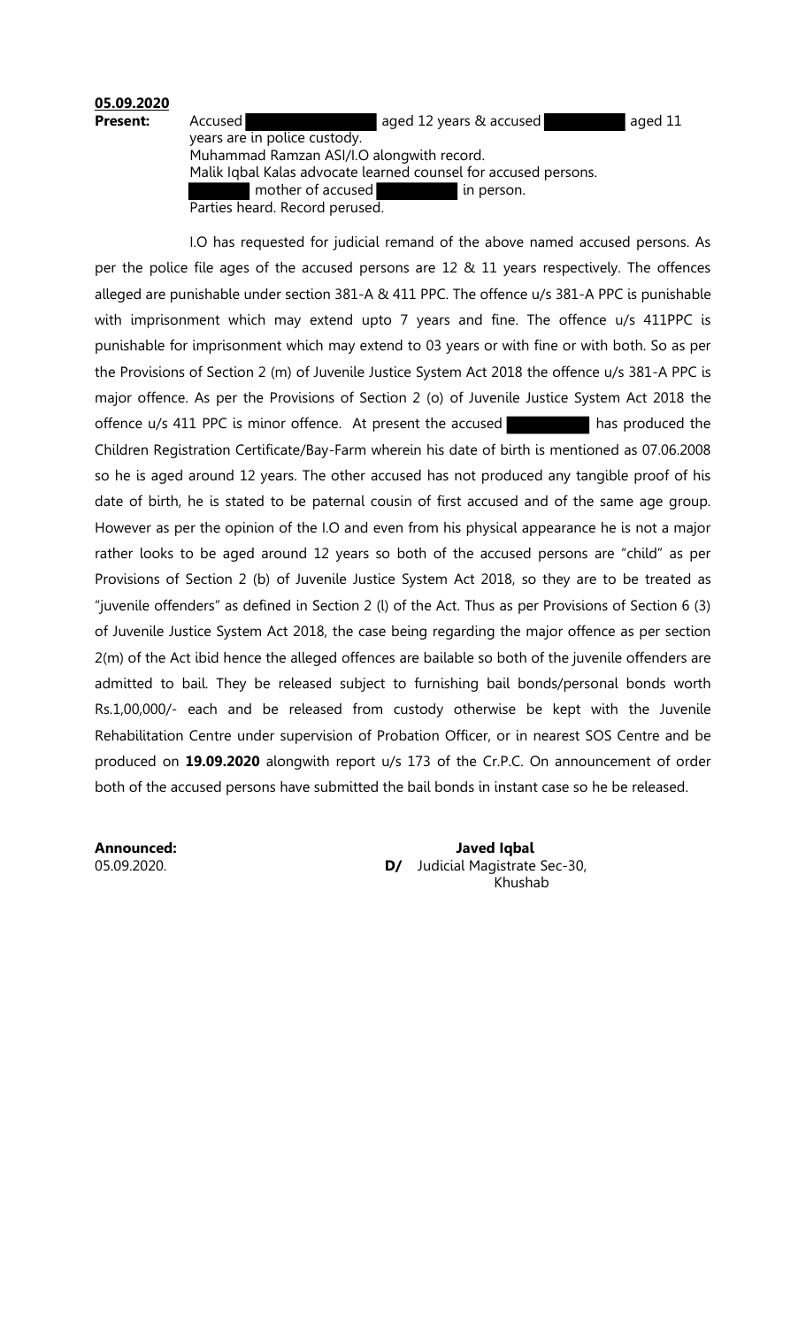**05.09.2020**

**Present:** Accused ██████ aged 12 years & accused ██████ aged 11 years are in police custody.
Muhammad Ramzan ASI/I.O alongwith record.
Malik Iqbal Kalas advocate learned counsel for accused persons.
██████ mother of accused ██████ in person.
Parties heard. Record perused.

I.O has requested for judicial remand of the above named accused persons. As per the police file ages of the accused persons are 12 & 11 years respectively. The offences alleged are punishable under section 381-A & 411 PPC. The offence u/s 381-A PPC is punishable with imprisonment which may extend upto 7 years and fine. The offence u/s 411PPC is punishable for imprisonment which may extend to 03 years or with fine or with both. So as per the Provisions of Section 2 (m) of Juvenile Justice System Act 2018 the offence u/s 381-A PPC is major offence. As per the Provisions of Section 2 (o) of Juvenile Justice System Act 2018 the offence u/s 411 PPC is minor offence. At present the accused ██████ has produced the Children Registration Certificate/Bay-Farm wherein his date of birth is mentioned as 07.06.2008 so he is aged around 12 years. The other accused has not produced any tangible proof of his date of birth, he is stated to be paternal cousin of first accused and of the same age group. However as per the opinion of the I.O and even from his physical appearance he is not a major rather looks to be aged around 12 years so both of the accused persons are "child" as per Provisions of Section 2 (b) of Juvenile Justice System Act 2018, so they are to be treated as "juvenile offenders" as defined in Section 2 (l) of the Act. Thus as per Provisions of Section 6 (3) of Juvenile Justice System Act 2018, the case being regarding the major offence as per section 2(m) of the Act ibid hence the alleged offences are bailable so both of the juvenile offenders are admitted to bail. They be released subject to furnishing bail bonds/personal bonds worth Rs.1,00,000/- each and be released from custody otherwise be kept with the Juvenile Rehabilitation Centre under supervision of Probation Officer, or in nearest SOS Centre and be produced on **19.09.2020** alongwith report u/s 173 of the Cr.P.C. On announcement of order both of the accused persons have submitted the bail bonds in instant case so he be released.

**Announced:**
05.09.2020.

**Javed Iqbal**
**D/** Judicial Magistrate Sec-30,
Khushab